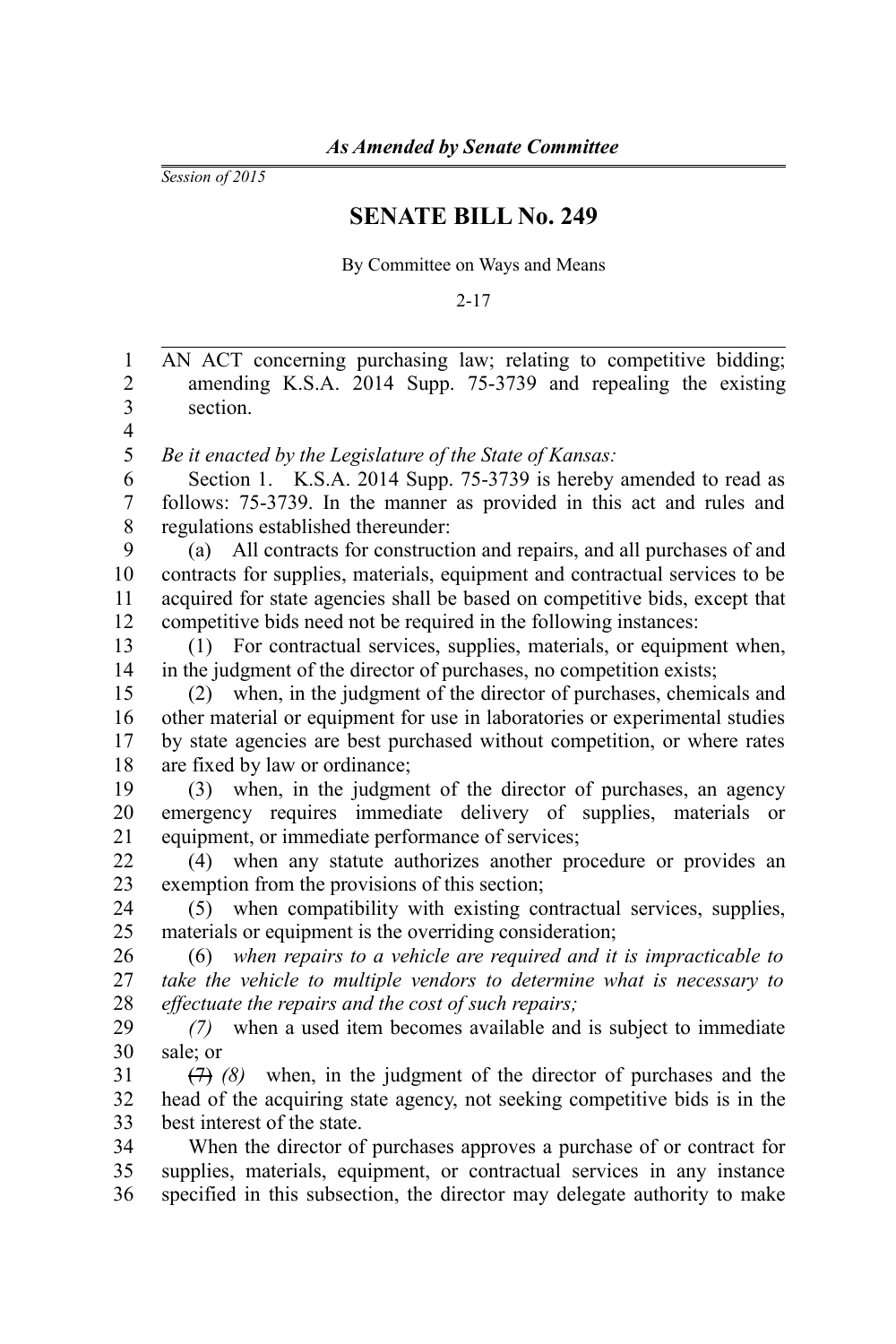*As Amended by Senate Committee*

*Session of 2015*

# SENATE BILL No. 249

By Committee on Ways and Means

2-17

AN ACT concerning purchasing law; relating to competitive bidding; amending K.S.A. 2014 Supp. 75-3739 and repealing the existing section.

*Be it enacted by the Legislature of the State of Kansas:*

Section 1. K.S.A. 2014 Supp. 75-3739 is hereby amended to read as follows: 75-3739. In the manner as provided in this act and rules and regulations established thereunder:

(a) All contracts for construction and repairs, and all purchases of and contracts for supplies, materials, equipment and contractual services to be acquired for state agencies shall be based on competitive bids, except that competitive bids need not be required in the following instances:

(1) For contractual services, supplies, materials, or equipment when, in the judgment of the director of purchases, no competition exists;

(2) when, in the judgment of the director of purchases, chemicals and other material or equipment for use in laboratories or experimental studies by state agencies are best purchased without competition, or where rates are fixed by law or ordinance;

(3) when, in the judgment of the director of purchases, an agency emergency requires immediate delivery of supplies, materials or equipment, or immediate performance of services;

(4) when any statute authorizes another procedure or provides an exemption from the provisions of this section;

(5) when compatibility with existing contractual services, supplies, materials or equipment is the overriding consideration;

(6) *when repairs to a vehicle are required and it is impracticable to take the vehicle to multiple vendors to determine what is necessary to effectuate the repairs and the cost of such repairs;*

*(7)* when a used item becomes available and is subject to immediate sale; or

~~(7)~~ *(8)* when, in the judgment of the director of purchases and the head of the acquiring state agency, not seeking competitive bids is in the best interest of the state.

When the director of purchases approves a purchase of or contract for supplies, materials, equipment, or contractual services in any instance specified in this subsection, the director may delegate authority to make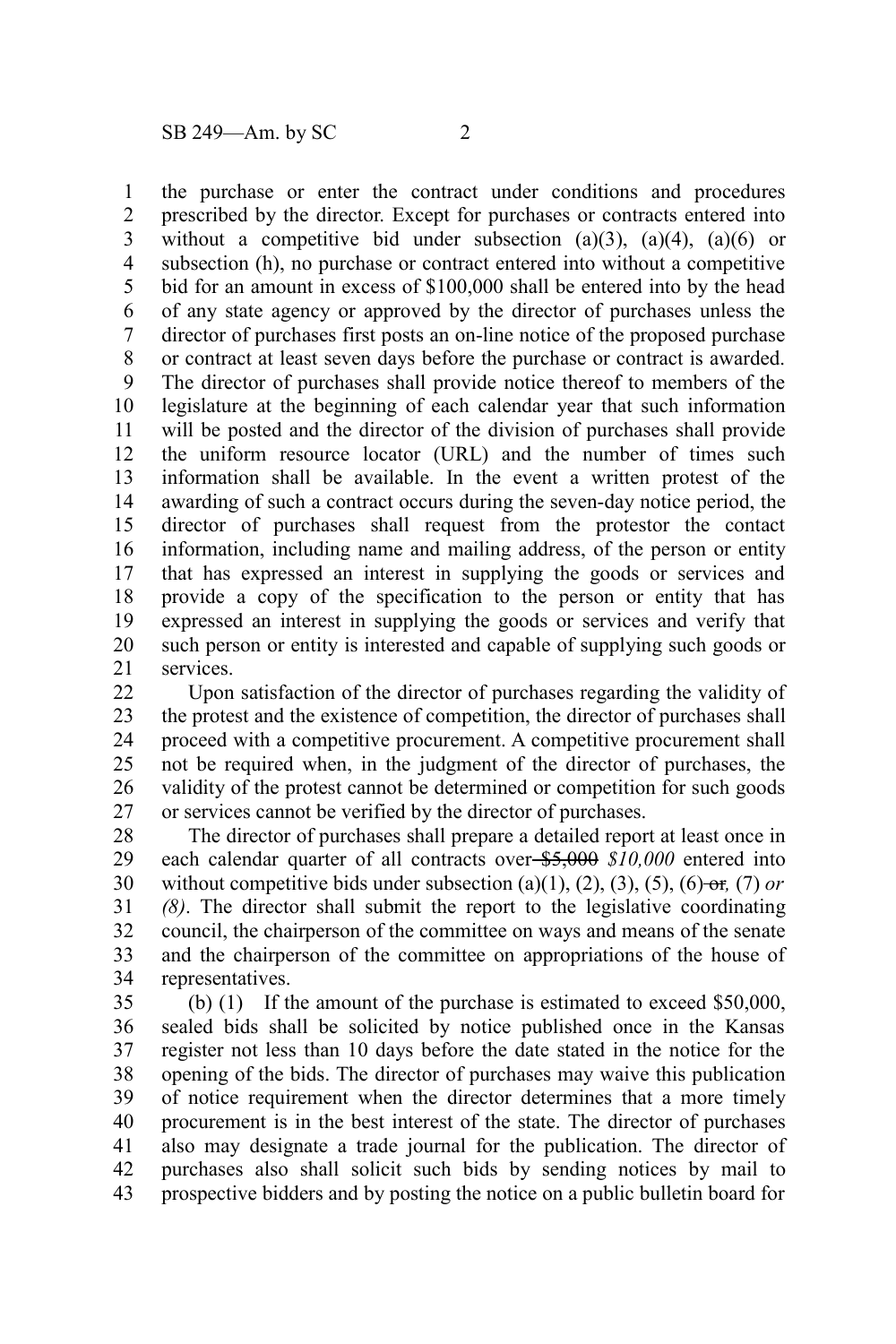the purchase or enter the contract under conditions and procedures prescribed by the director. Except for purchases or contracts entered into without a competitive bid under subsection (a)(3), (a)(4), (a)(6) or subsection (h), no purchase or contract entered into without a competitive bid for an amount in excess of $100,000 shall be entered into by the head of any state agency or approved by the director of purchases unless the director of purchases first posts an on-line notice of the proposed purchase or contract at least seven days before the purchase or contract is awarded. The director of purchases shall provide notice thereof to members of the legislature at the beginning of each calendar year that such information will be posted and the director of the division of purchases shall provide the uniform resource locator (URL) and the number of times such information shall be available. In the event a written protest of the awarding of such a contract occurs during the seven-day notice period, the director of purchases shall request from the protestor the contact information, including name and mailing address, of the person or entity that has expressed an interest in supplying the goods or services and provide a copy of the specification to the person or entity that has expressed an interest in supplying the goods or services and verify that such person or entity is interested and capable of supplying such goods or services.

Upon satisfaction of the director of purchases regarding the validity of the protest and the existence of competition, the director of purchases shall proceed with a competitive procurement. A competitive procurement shall not be required when, in the judgment of the director of purchases, the validity of the protest cannot be determined or competition for such goods or services cannot be verified by the director of purchases.

The director of purchases shall prepare a detailed report at least once in each calendar quarter of all contracts over ~~$5,000~~ *$10,000* entered into without competitive bids under subsection (a)(1), (2), (3), (5), (6) ~~or~~*,* (7) *or (8)*. The director shall submit the report to the legislative coordinating council, the chairperson of the committee on ways and means of the senate and the chairperson of the committee on appropriations of the house of representatives.

(b) (1) If the amount of the purchase is estimated to exceed $50,000, sealed bids shall be solicited by notice published once in the Kansas register not less than 10 days before the date stated in the notice for the opening of the bids. The director of purchases may waive this publication of notice requirement when the director determines that a more timely procurement is in the best interest of the state. The director of purchases also may designate a trade journal for the publication. The director of purchases also shall solicit such bids by sending notices by mail to prospective bidders and by posting the notice on a public bulletin board for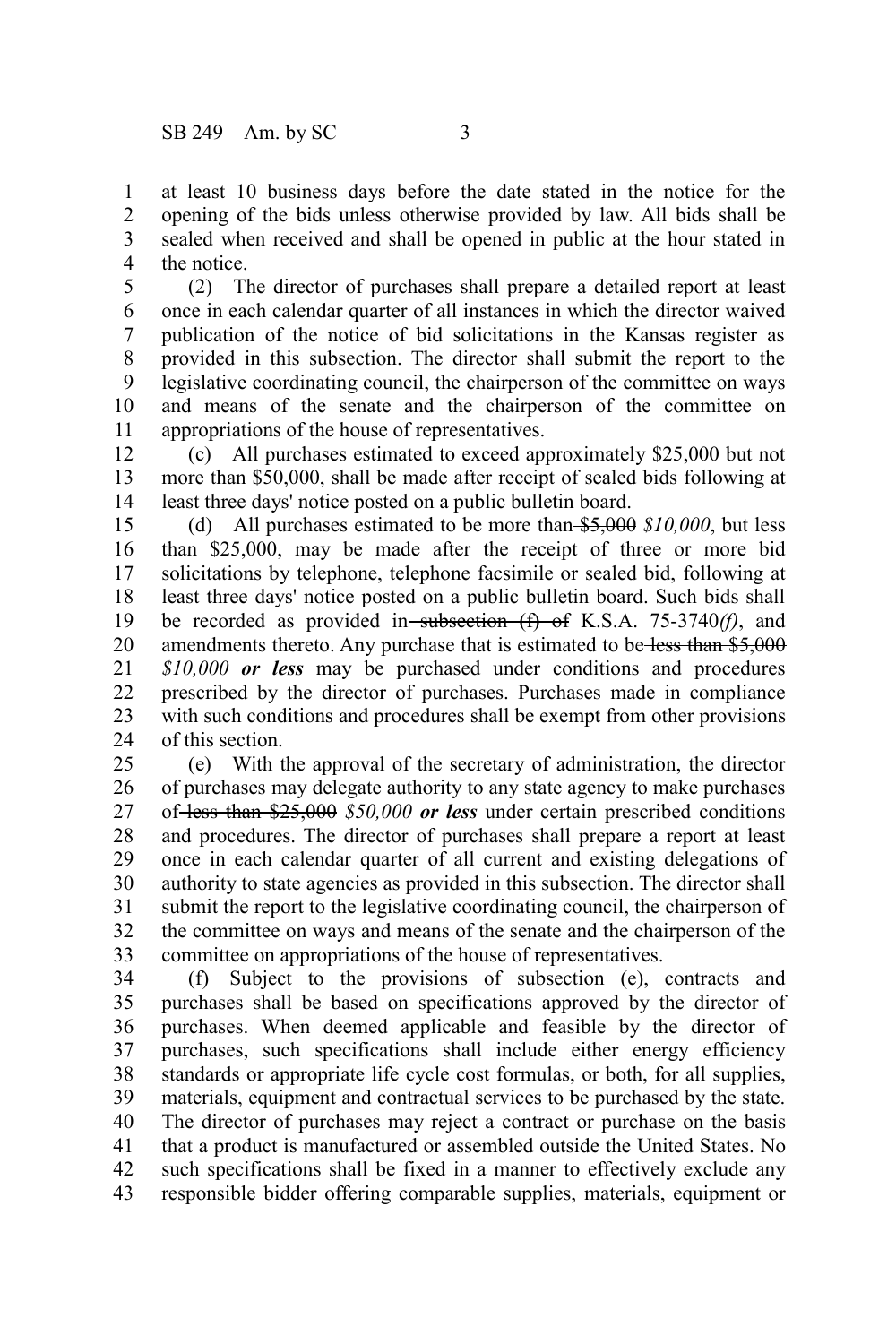at least 10 business days before the date stated in the notice for the opening of the bids unless otherwise provided by law. All bids shall be sealed when received and shall be opened in public at the hour stated in the notice.

(2) The director of purchases shall prepare a detailed report at least once in each calendar quarter of all instances in which the director waived publication of the notice of bid solicitations in the Kansas register as provided in this subsection. The director shall submit the report to the legislative coordinating council, the chairperson of the committee on ways and means of the senate and the chairperson of the committee on appropriations of the house of representatives.

(c) All purchases estimated to exceed approximately $25,000 but not more than $50,000, shall be made after receipt of sealed bids following at least three days' notice posted on a public bulletin board.

(d) All purchases estimated to be more than ~~$5,000~~ *$10,000*, but less than $25,000, may be made after the receipt of three or more bid solicitations by telephone, telephone facsimile or sealed bid, following at least three days' notice posted on a public bulletin board. Such bids shall be recorded as provided in ~~subsection (f) of~~ K.S.A. 75-3740*(f)*, and amendments thereto. Any purchase that is estimated to be ~~less than $5,000~~ *$10,000* ***or less*** may be purchased under conditions and procedures prescribed by the director of purchases. Purchases made in compliance with such conditions and procedures shall be exempt from other provisions of this section.

(e) With the approval of the secretary of administration, the director of purchases may delegate authority to any state agency to make purchases of ~~less than $25,000~~ *$50,000* ***or less*** under certain prescribed conditions and procedures. The director of purchases shall prepare a report at least once in each calendar quarter of all current and existing delegations of authority to state agencies as provided in this subsection. The director shall submit the report to the legislative coordinating council, the chairperson of the committee on ways and means of the senate and the chairperson of the committee on appropriations of the house of representatives.

(f) Subject to the provisions of subsection (e), contracts and purchases shall be based on specifications approved by the director of purchases. When deemed applicable and feasible by the director of purchases, such specifications shall include either energy efficiency standards or appropriate life cycle cost formulas, or both, for all supplies, materials, equipment and contractual services to be purchased by the state. The director of purchases may reject a contract or purchase on the basis that a product is manufactured or assembled outside the United States. No such specifications shall be fixed in a manner to effectively exclude any responsible bidder offering comparable supplies, materials, equipment or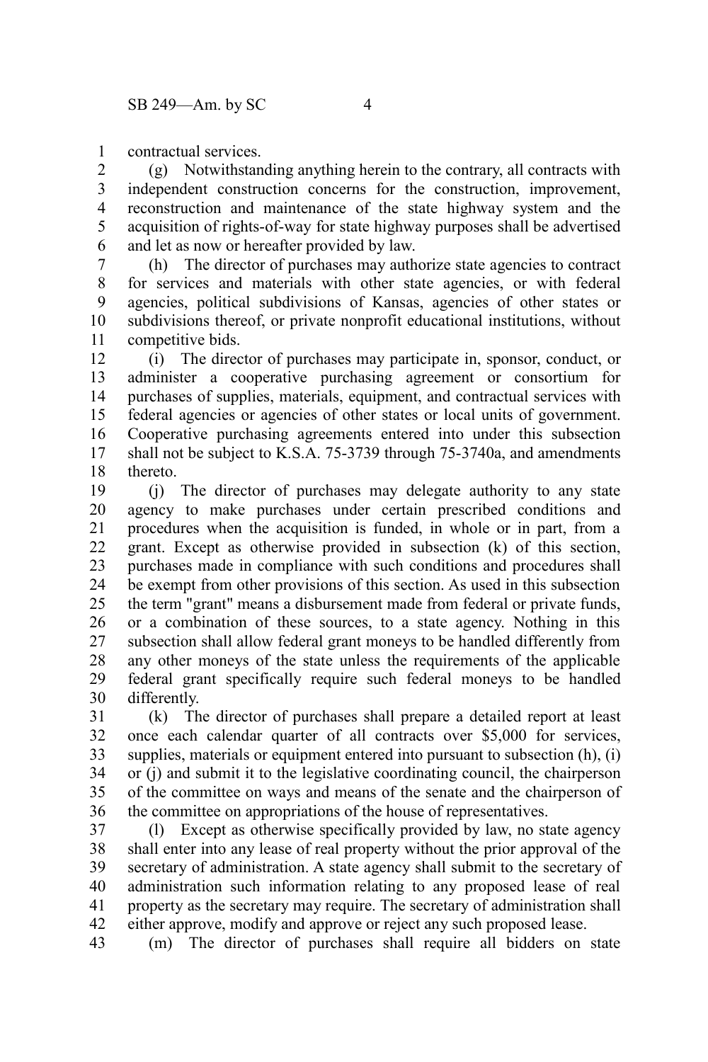contractual services.

(g) Notwithstanding anything herein to the contrary, all contracts with independent construction concerns for the construction, improvement, reconstruction and maintenance of the state highway system and the acquisition of rights-of-way for state highway purposes shall be advertised and let as now or hereafter provided by law.

(h) The director of purchases may authorize state agencies to contract for services and materials with other state agencies, or with federal agencies, political subdivisions of Kansas, agencies of other states or subdivisions thereof, or private nonprofit educational institutions, without competitive bids.

(i) The director of purchases may participate in, sponsor, conduct, or administer a cooperative purchasing agreement or consortium for purchases of supplies, materials, equipment, and contractual services with federal agencies or agencies of other states or local units of government. Cooperative purchasing agreements entered into under this subsection shall not be subject to K.S.A. 75-3739 through 75-3740a, and amendments thereto.

(j) The director of purchases may delegate authority to any state agency to make purchases under certain prescribed conditions and procedures when the acquisition is funded, in whole or in part, from a grant. Except as otherwise provided in subsection (k) of this section, purchases made in compliance with such conditions and procedures shall be exempt from other provisions of this section. As used in this subsection the term "grant" means a disbursement made from federal or private funds, or a combination of these sources, to a state agency. Nothing in this subsection shall allow federal grant moneys to be handled differently from any other moneys of the state unless the requirements of the applicable federal grant specifically require such federal moneys to be handled differently.

(k) The director of purchases shall prepare a detailed report at least once each calendar quarter of all contracts over $5,000 for services, supplies, materials or equipment entered into pursuant to subsection (h), (i) or (j) and submit it to the legislative coordinating council, the chairperson of the committee on ways and means of the senate and the chairperson of the committee on appropriations of the house of representatives.

(l) Except as otherwise specifically provided by law, no state agency shall enter into any lease of real property without the prior approval of the secretary of administration. A state agency shall submit to the secretary of administration such information relating to any proposed lease of real property as the secretary may require. The secretary of administration shall either approve, modify and approve or reject any such proposed lease.

(m) The director of purchases shall require all bidders on state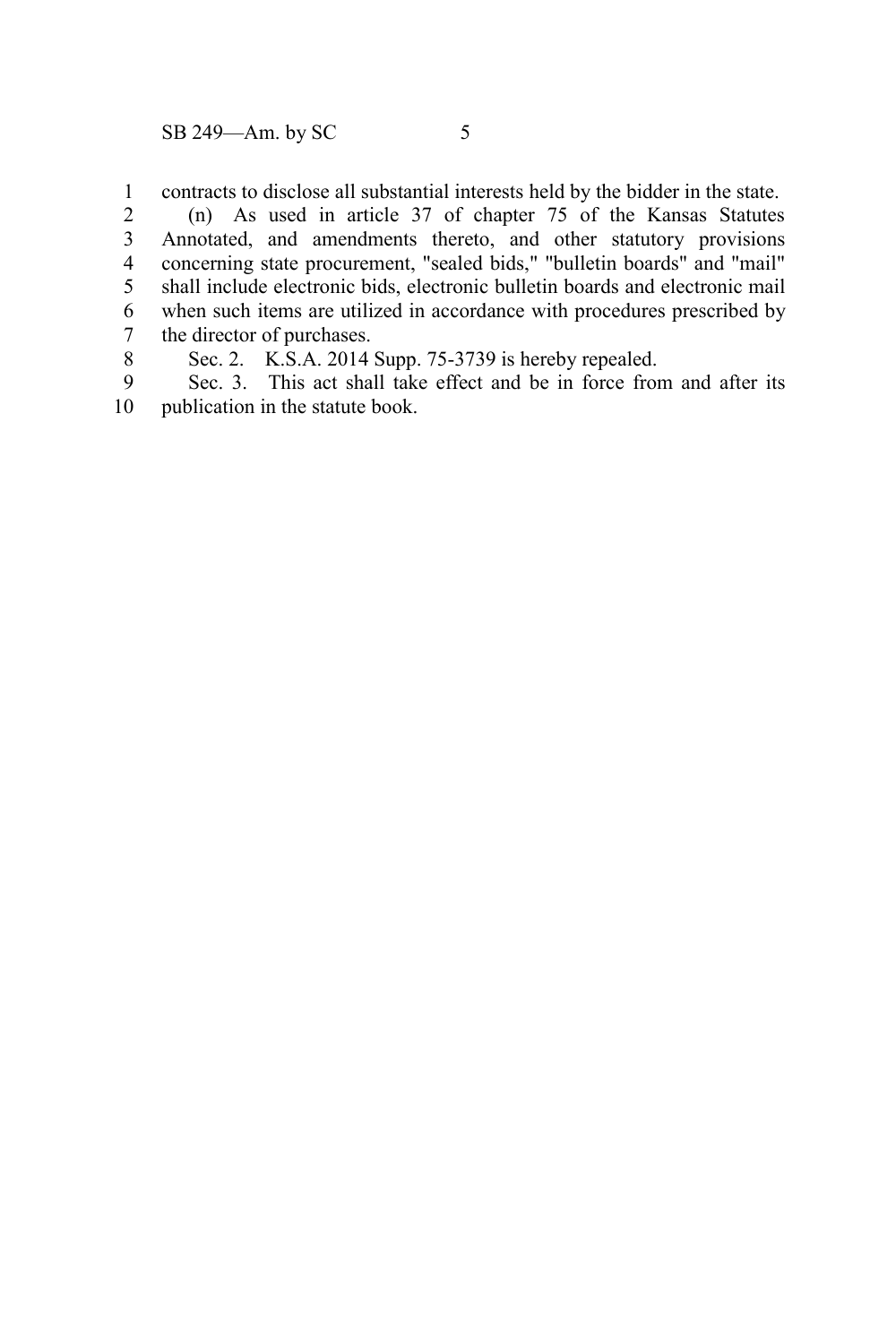contracts to disclose all substantial interests held by the bidder in the state.

(n) As used in article 37 of chapter 75 of the Kansas Statutes Annotated, and amendments thereto, and other statutory provisions concerning state procurement, "sealed bids," "bulletin boards" and "mail" shall include electronic bids, electronic bulletin boards and electronic mail when such items are utilized in accordance with procedures prescribed by the director of purchases.

Sec. 2. K.S.A. 2014 Supp. 75-3739 is hereby repealed.

Sec. 3. This act shall take effect and be in force from and after its publication in the statute book.